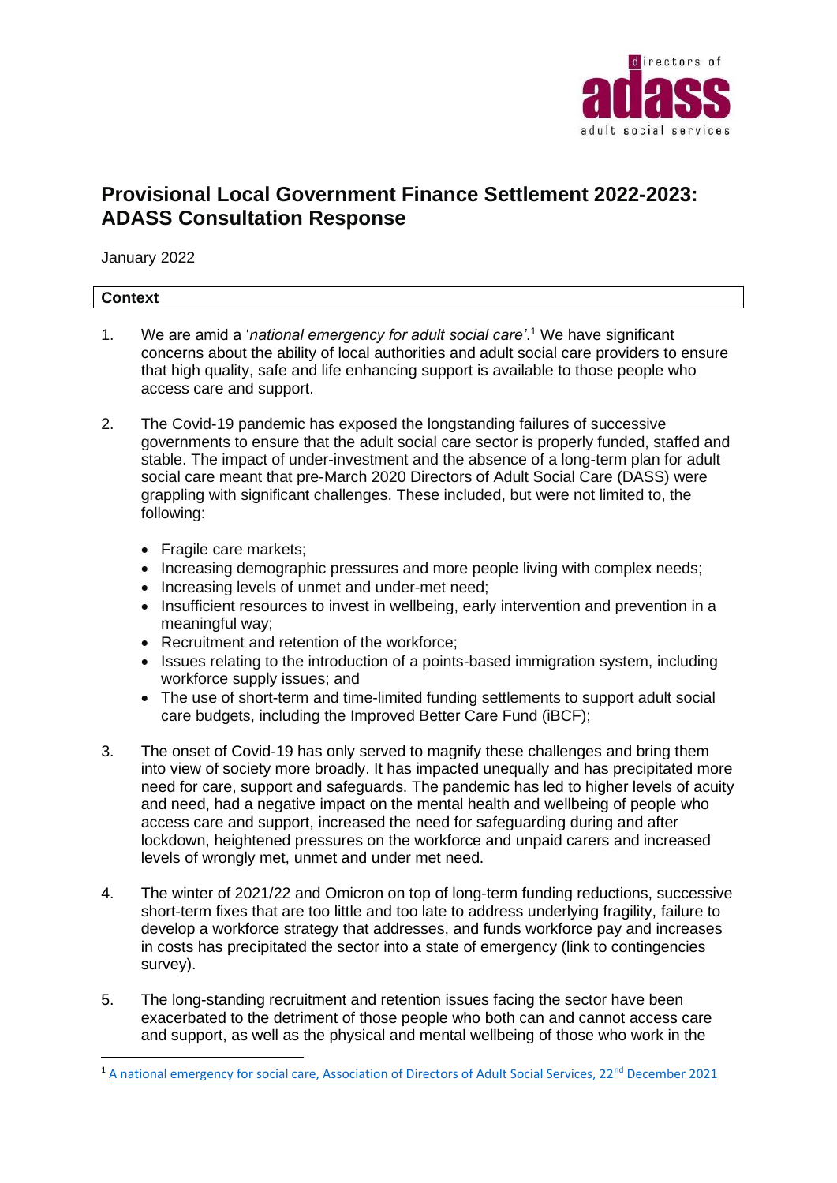# Provisional Local Government Finance Settlement 2022-2023: ADASS Consultation Response

January 2022

## Context

1. We are amid a '*national emergency for adult social care'*.[1] We have significant concerns about the ability of local authorities and adult social care providers to ensure that high quality, safe and life enhancing support is available to those people who access care and support.

2. The Covid-19 pandemic has exposed the longstanding failures of successive governments to ensure that the adult social care sector is properly funded, staffed and stable. The impact of under-investment and the absence of a long-term plan for adult social care meant that pre-March 2020 Directors of Adult Social Care (DASS) were grappling with significant challenges. These included, but were not limited to, the following:

   - Fragile care markets;
   - Increasing demographic pressures and more people living with complex needs;
   - Increasing levels of unmet and under-met need;
   - Insufficient resources to invest in wellbeing, early intervention and prevention in a meaningful way;
   - Recruitment and retention of the workforce;
   - Issues relating to the introduction of a points-based immigration system, including workforce supply issues; and
   - The use of short-term and time-limited funding settlements to support adult social care budgets, including the Improved Better Care Fund (iBCF);

3. The onset of Covid-19 has only served to magnify these challenges and bring them into view of society more broadly. It has impacted unequally and has precipitated more need for care, support and safeguards. The pandemic has led to higher levels of acuity and need, had a negative impact on the mental health and wellbeing of people who access care and support, increased the need for safeguarding during and after lockdown, heightened pressures on the workforce and unpaid carers and increased levels of wrongly met, unmet and under met need.

4. The winter of 2021/22 and Omicron on top of long-term funding reductions, successive short-term fixes that are too little and too late to address underlying fragility, failure to develop a workforce strategy that addresses, and funds workforce pay and increases in costs has precipitated the sector into a state of emergency (link to contingencies survey).

5. The long-standing recruitment and retention issues facing the sector have been exacerbated to the detriment of those people who both can and cannot access care and support, as well as the physical and mental wellbeing of those who work in the

[1] A national emergency for social care, Association of Directors of Adult Social Services, 22nd December 2021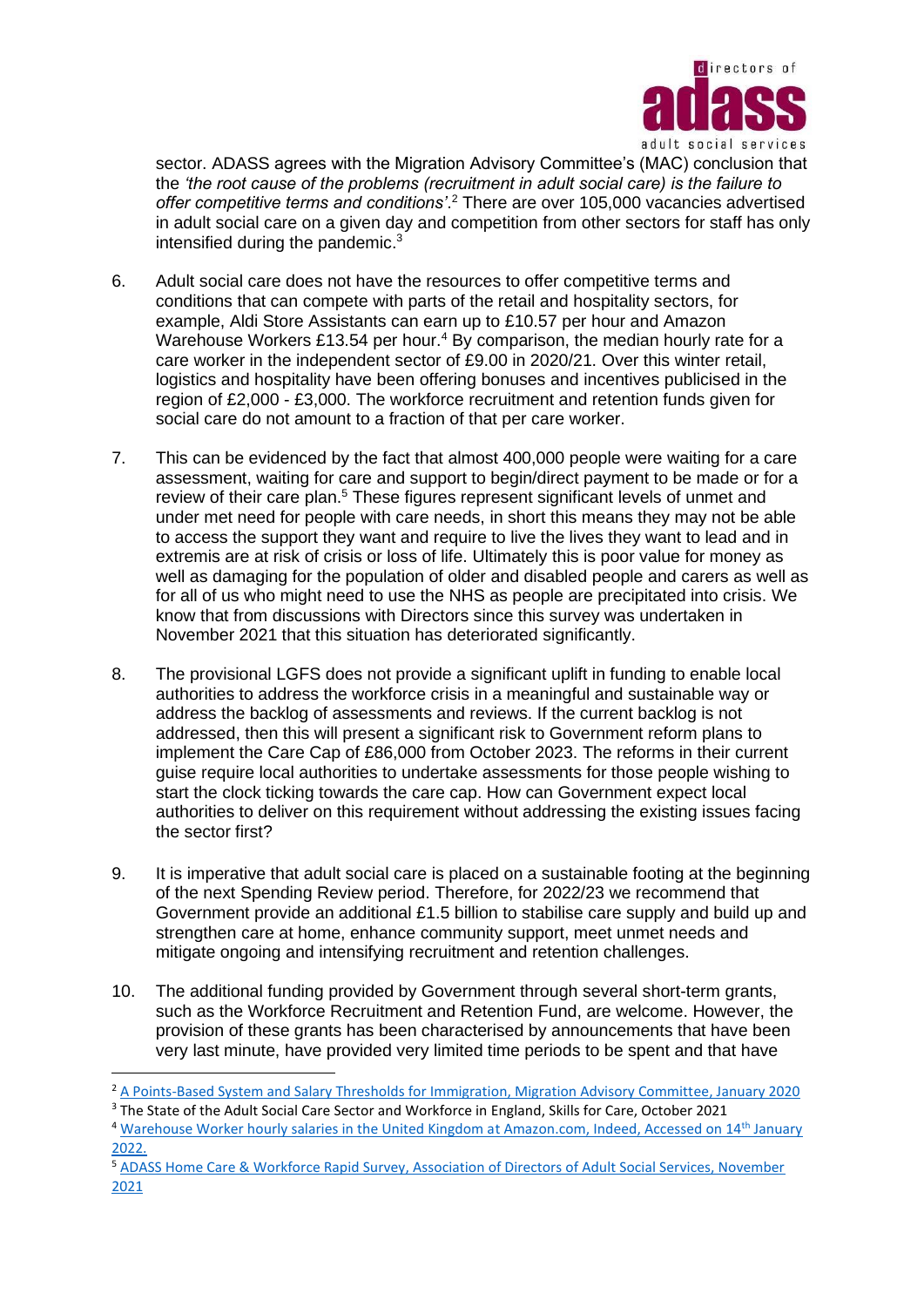sector. ADASS agrees with the Migration Advisory Committee's (MAC) conclusion that the *'the root cause of the problems (recruitment in adult social care) is the failure to offer competitive terms and conditions'*.[2] There are over 105,000 vacancies advertised in adult social care on a given day and competition from other sectors for staff has only intensified during the pandemic.[3]

6. Adult social care does not have the resources to offer competitive terms and conditions that can compete with parts of the retail and hospitality sectors, for example, Aldi Store Assistants can earn up to £10.57 per hour and Amazon Warehouse Workers £13.54 per hour.[4] By comparison, the median hourly rate for a care worker in the independent sector of £9.00 in 2020/21. Over this winter retail, logistics and hospitality have been offering bonuses and incentives publicised in the region of £2,000 - £3,000. The workforce recruitment and retention funds given for social care do not amount to a fraction of that per care worker.

7. This can be evidenced by the fact that almost 400,000 people were waiting for a care assessment, waiting for care and support to begin/direct payment to be made or for a review of their care plan.[5] These figures represent significant levels of unmet and under met need for people with care needs, in short this means they may not be able to access the support they want and require to live the lives they want to lead and in extremis are at risk of crisis or loss of life. Ultimately this is poor value for money as well as damaging for the population of older and disabled people and carers as well as for all of us who might need to use the NHS as people are precipitated into crisis. We know that from discussions with Directors since this survey was undertaken in November 2021 that this situation has deteriorated significantly.

8. The provisional LGFS does not provide a significant uplift in funding to enable local authorities to address the workforce crisis in a meaningful and sustainable way or address the backlog of assessments and reviews. If the current backlog is not addressed, then this will present a significant risk to Government reform plans to implement the Care Cap of £86,000 from October 2023. The reforms in their current guise require local authorities to undertake assessments for those people wishing to start the clock ticking towards the care cap. How can Government expect local authorities to deliver on this requirement without addressing the existing issues facing the sector first?

9. It is imperative that adult social care is placed on a sustainable footing at the beginning of the next Spending Review period. Therefore, for 2022/23 we recommend that Government provide an additional £1.5 billion to stabilise care supply and build up and strengthen care at home, enhance community support, meet unmet needs and mitigate ongoing and intensifying recruitment and retention challenges.

10. The additional funding provided by Government through several short-term grants, such as the Workforce Recruitment and Retention Fund, are welcome. However, the provision of these grants has been characterised by announcements that have been very last minute, have provided very limited time periods to be spent and that have

---

[2] A Points-Based System and Salary Thresholds for Immigration, Migration Advisory Committee, January 2020

[3] The State of the Adult Social Care Sector and Workforce in England, Skills for Care, October 2021

[4] Warehouse Worker hourly salaries in the United Kingdom at Amazon.com, Indeed, Accessed on 14th January 2022.

[5] ADASS Home Care & Workforce Rapid Survey, Association of Directors of Adult Social Services, November 2021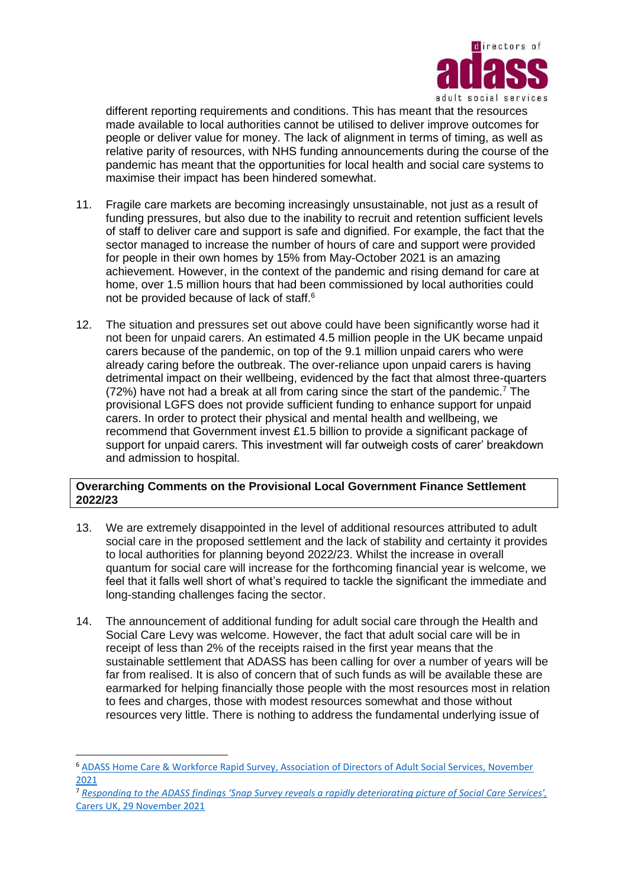different reporting requirements and conditions. This has meant that the resources made available to local authorities cannot be utilised to deliver improve outcomes for people or deliver value for money. The lack of alignment in terms of timing, as well as relative parity of resources, with NHS funding announcements during the course of the pandemic has meant that the opportunities for local health and social care systems to maximise their impact has been hindered somewhat.

11. Fragile care markets are becoming increasingly unsustainable, not just as a result of funding pressures, but also due to the inability to recruit and retention sufficient levels of staff to deliver care and support is safe and dignified. For example, the fact that the sector managed to increase the number of hours of care and support were provided for people in their own homes by 15% from May-October 2021 is an amazing achievement. However, in the context of the pandemic and rising demand for care at home, over 1.5 million hours that had been commissioned by local authorities could not be provided because of lack of staff.[6]

12. The situation and pressures set out above could have been significantly worse had it not been for unpaid carers. An estimated 4.5 million people in the UK became unpaid carers because of the pandemic, on top of the 9.1 million unpaid carers who were already caring before the outbreak. The over-reliance upon unpaid carers is having detrimental impact on their wellbeing, evidenced by the fact that almost three-quarters (72%) have not had a break at all from caring since the start of the pandemic.[7] The provisional LGFS does not provide sufficient funding to enhance support for unpaid carers. In order to protect their physical and mental health and wellbeing, we recommend that Government invest £1.5 billion to provide a significant package of support for unpaid carers. This investment will far outweigh costs of carer' breakdown and admission to hospital.

**Overarching Comments on the Provisional Local Government Finance Settlement 2022/23**

13. We are extremely disappointed in the level of additional resources attributed to adult social care in the proposed settlement and the lack of stability and certainty it provides to local authorities for planning beyond 2022/23. Whilst the increase in overall quantum for social care will increase for the forthcoming financial year is welcome, we feel that it falls well short of what's required to tackle the significant the immediate and long-standing challenges facing the sector.

14. The announcement of additional funding for adult social care through the Health and Social Care Levy was welcome. However, the fact that adult social care will be in receipt of less than 2% of the receipts raised in the first year means that the sustainable settlement that ADASS has been calling for over a number of years will be far from realised. It is also of concern that of such funds as will be available these are earmarked for helping financially those people with the most resources most in relation to fees and charges, those with modest resources somewhat and those without resources very little. There is nothing to address the fundamental underlying issue of

---

[6] ADASS Home Care & Workforce Rapid Survey, Association of Directors of Adult Social Services, November 2021

[7] *Responding to the ADASS findings 'Snap Survey reveals a rapidly deteriorating picture of Social Care Services',* Carers UK, 29 November 2021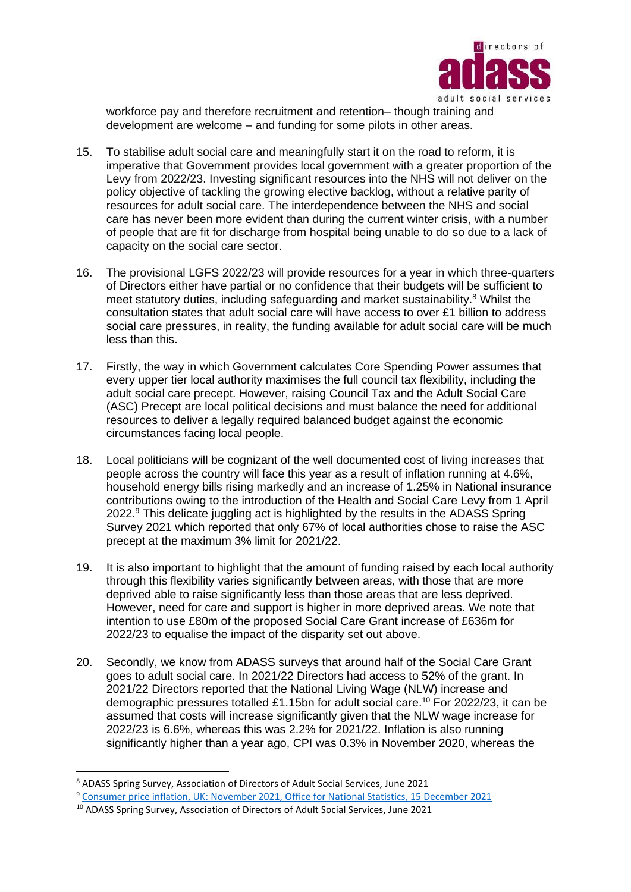workforce pay and therefore recruitment and retention– though training and development are welcome – and funding for some pilots in other areas.

15. To stabilise adult social care and meaningfully start it on the road to reform, it is imperative that Government provides local government with a greater proportion of the Levy from 2022/23. Investing significant resources into the NHS will not deliver on the policy objective of tackling the growing elective backlog, without a relative parity of resources for adult social care. The interdependence between the NHS and social care has never been more evident than during the current winter crisis, with a number of people that are fit for discharge from hospital being unable to do so due to a lack of capacity on the social care sector.

16. The provisional LGFS 2022/23 will provide resources for a year in which three-quarters of Directors either have partial or no confidence that their budgets will be sufficient to meet statutory duties, including safeguarding and market sustainability.[8] Whilst the consultation states that adult social care will have access to over £1 billion to address social care pressures, in reality, the funding available for adult social care will be much less than this.

17. Firstly, the way in which Government calculates Core Spending Power assumes that every upper tier local authority maximises the full council tax flexibility, including the adult social care precept. However, raising Council Tax and the Adult Social Care (ASC) Precept are local political decisions and must balance the need for additional resources to deliver a legally required balanced budget against the economic circumstances facing local people.

18. Local politicians will be cognizant of the well documented cost of living increases that people across the country will face this year as a result of inflation running at 4.6%, household energy bills rising markedly and an increase of 1.25% in National insurance contributions owing to the introduction of the Health and Social Care Levy from 1 April 2022.[9] This delicate juggling act is highlighted by the results in the ADASS Spring Survey 2021 which reported that only 67% of local authorities chose to raise the ASC precept at the maximum 3% limit for 2021/22.

19. It is also important to highlight that the amount of funding raised by each local authority through this flexibility varies significantly between areas, with those that are more deprived able to raise significantly less than those areas that are less deprived. However, need for care and support is higher in more deprived areas. We note that intention to use £80m of the proposed Social Care Grant increase of £636m for 2022/23 to equalise the impact of the disparity set out above.

20. Secondly, we know from ADASS surveys that around half of the Social Care Grant goes to adult social care. In 2021/22 Directors had access to 52% of the grant. In 2021/22 Directors reported that the National Living Wage (NLW) increase and demographic pressures totalled £1.15bn for adult social care.[10] For 2022/23, it can be assumed that costs will increase significantly given that the NLW wage increase for 2022/23 is 6.6%, whereas this was 2.2% for 2021/22. Inflation is also running significantly higher than a year ago, CPI was 0.3% in November 2020, whereas the

---

[8] ADASS Spring Survey, Association of Directors of Adult Social Services, June 2021

[9] Consumer price inflation, UK: November 2021, Office for National Statistics, 15 December 2021

[10] ADASS Spring Survey, Association of Directors of Adult Social Services, June 2021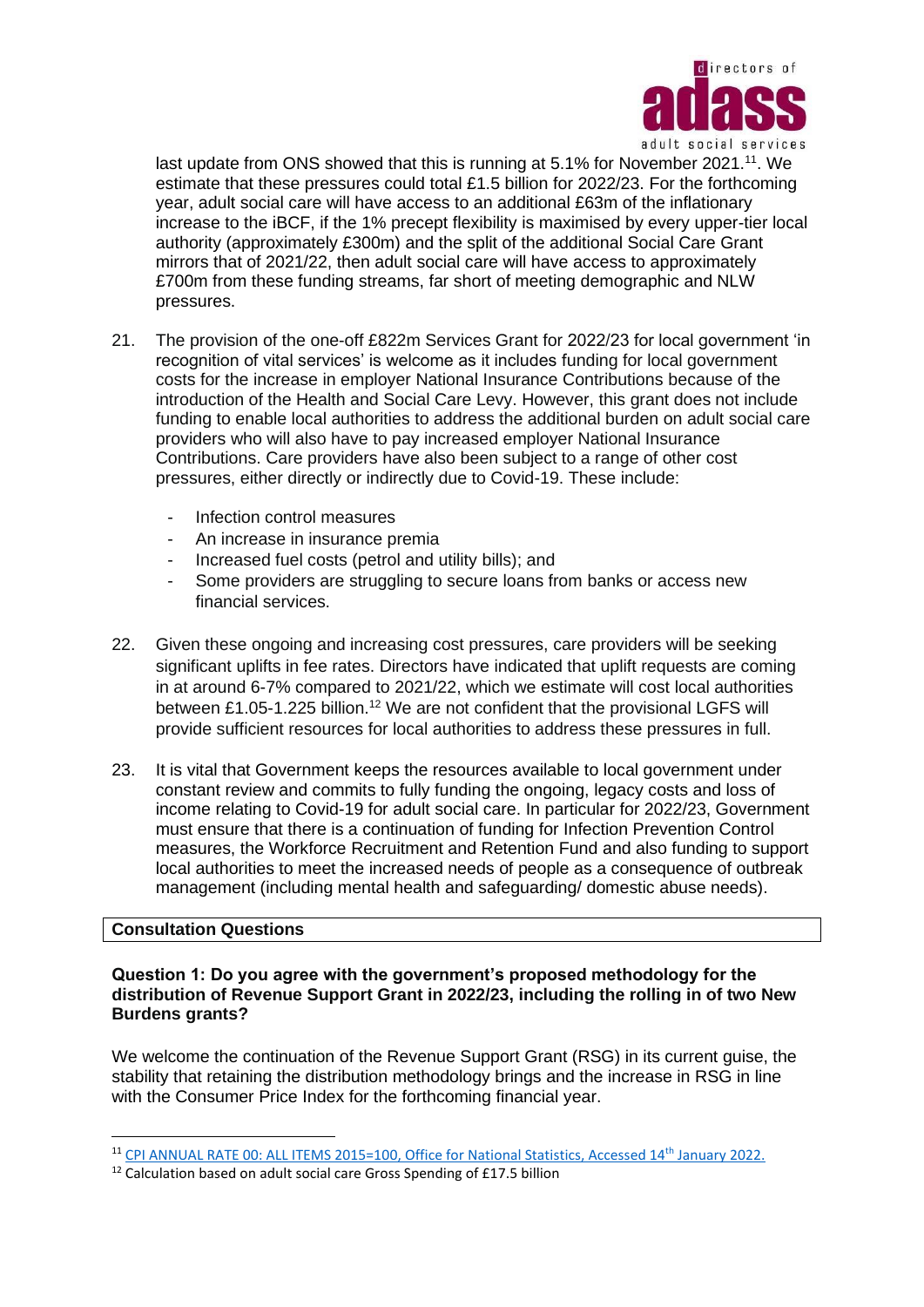last update from ONS showed that this is running at 5.1% for November 2021.[11]. We estimate that these pressures could total £1.5 billion for 2022/23. For the forthcoming year, adult social care will have access to an additional £63m of the inflationary increase to the iBCF, if the 1% precept flexibility is maximised by every upper-tier local authority (approximately £300m) and the split of the additional Social Care Grant mirrors that of 2021/22, then adult social care will have access to approximately £700m from these funding streams, far short of meeting demographic and NLW pressures.

21. The provision of the one-off £822m Services Grant for 2022/23 for local government 'in recognition of vital services' is welcome as it includes funding for local government costs for the increase in employer National Insurance Contributions because of the introduction of the Health and Social Care Levy. However, this grant does not include funding to enable local authorities to address the additional burden on adult social care providers who will also have to pay increased employer National Insurance Contributions. Care providers have also been subject to a range of other cost pressures, either directly or indirectly due to Covid-19. These include:

    - Infection control measures
    - An increase in insurance premia
    - Increased fuel costs (petrol and utility bills); and
    - Some providers are struggling to secure loans from banks or access new financial services.

22. Given these ongoing and increasing cost pressures, care providers will be seeking significant uplifts in fee rates. Directors have indicated that uplift requests are coming in at around 6-7% compared to 2021/22, which we estimate will cost local authorities between £1.05-1.225 billion.[12] We are not confident that the provisional LGFS will provide sufficient resources for local authorities to address these pressures in full.

23. It is vital that Government keeps the resources available to local government under constant review and commits to fully funding the ongoing, legacy costs and loss of income relating to Covid-19 for adult social care. In particular for 2022/23, Government must ensure that there is a continuation of funding for Infection Prevention Control measures, the Workforce Recruitment and Retention Fund and also funding to support local authorities to meet the increased needs of people as a consequence of outbreak management (including mental health and safeguarding/ domestic abuse needs).

## Consultation Questions

**Question 1: Do you agree with the government's proposed methodology for the distribution of Revenue Support Grant in 2022/23, including the rolling in of two New Burdens grants?**

We welcome the continuation of the Revenue Support Grant (RSG) in its current guise, the stability that retaining the distribution methodology brings and the increase in RSG in line with the Consumer Price Index for the forthcoming financial year.

---

[11] CPI ANNUAL RATE 00: ALL ITEMS 2015=100, Office for National Statistics, Accessed 14th January 2022.

[12] Calculation based on adult social care Gross Spending of £17.5 billion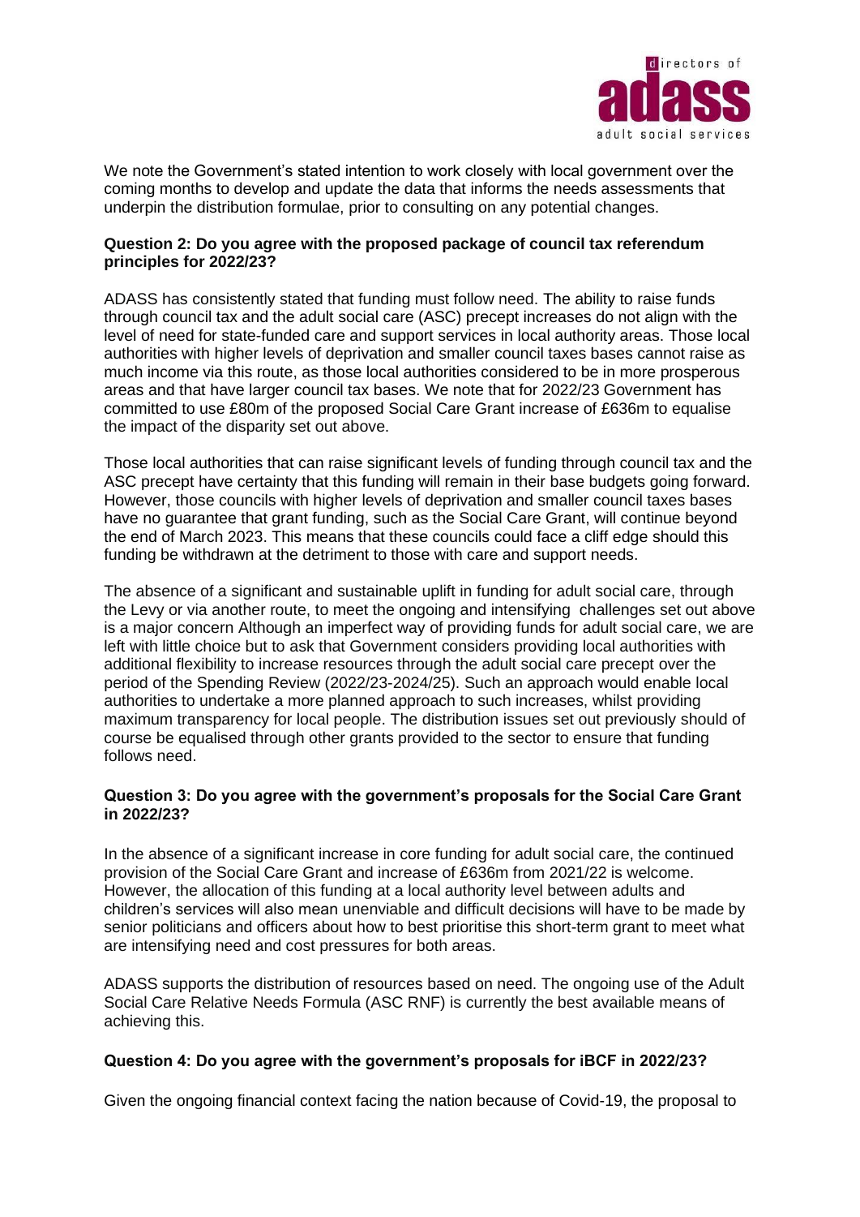We note the Government's stated intention to work closely with local government over the coming months to develop and update the data that informs the needs assessments that underpin the distribution formulae, prior to consulting on any potential changes.

**Question 2: Do you agree with the proposed package of council tax referendum principles for 2022/23?**

ADASS has consistently stated that funding must follow need. The ability to raise funds through council tax and the adult social care (ASC) precept increases do not align with the level of need for state-funded care and support services in local authority areas. Those local authorities with higher levels of deprivation and smaller council taxes bases cannot raise as much income via this route, as those local authorities considered to be in more prosperous areas and that have larger council tax bases. We note that for 2022/23 Government has committed to use £80m of the proposed Social Care Grant increase of £636m to equalise the impact of the disparity set out above.

Those local authorities that can raise significant levels of funding through council tax and the ASC precept have certainty that this funding will remain in their base budgets going forward. However, those councils with higher levels of deprivation and smaller council taxes bases have no guarantee that grant funding, such as the Social Care Grant, will continue beyond the end of March 2023. This means that these councils could face a cliff edge should this funding be withdrawn at the detriment to those with care and support needs.

The absence of a significant and sustainable uplift in funding for adult social care, through the Levy or via another route, to meet the ongoing and intensifying challenges set out above is a major concern Although an imperfect way of providing funds for adult social care, we are left with little choice but to ask that Government considers providing local authorities with additional flexibility to increase resources through the adult social care precept over the period of the Spending Review (2022/23-2024/25). Such an approach would enable local authorities to undertake a more planned approach to such increases, whilst providing maximum transparency for local people. The distribution issues set out previously should of course be equalised through other grants provided to the sector to ensure that funding follows need.

**Question 3: Do you agree with the government's proposals for the Social Care Grant in 2022/23?**

In the absence of a significant increase in core funding for adult social care, the continued provision of the Social Care Grant and increase of £636m from 2021/22 is welcome. However, the allocation of this funding at a local authority level between adults and children's services will also mean unenviable and difficult decisions will have to be made by senior politicians and officers about how to best prioritise this short-term grant to meet what are intensifying need and cost pressures for both areas.

ADASS supports the distribution of resources based on need. The ongoing use of the Adult Social Care Relative Needs Formula (ASC RNF) is currently the best available means of achieving this.

**Question 4: Do you agree with the government's proposals for iBCF in 2022/23?**

Given the ongoing financial context facing the nation because of Covid-19, the proposal to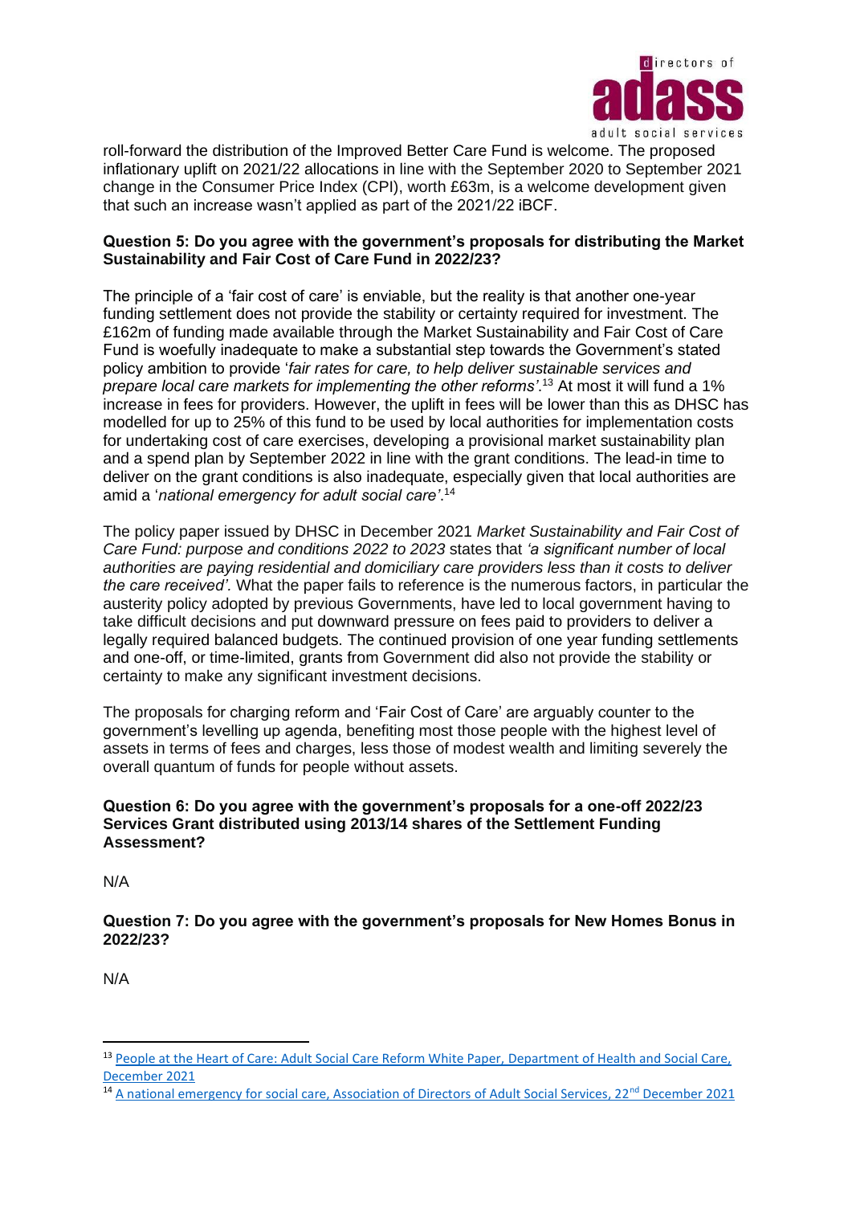roll-forward the distribution of the Improved Better Care Fund is welcome. The proposed inflationary uplift on 2021/22 allocations in line with the September 2020 to September 2021 change in the Consumer Price Index (CPI), worth £63m, is a welcome development given that such an increase wasn't applied as part of the 2021/22 iBCF.

**Question 5: Do you agree with the government's proposals for distributing the Market Sustainability and Fair Cost of Care Fund in 2022/23?**

The principle of a 'fair cost of care' is enviable, but the reality is that another one-year funding settlement does not provide the stability or certainty required for investment. The £162m of funding made available through the Market Sustainability and Fair Cost of Care Fund is woefully inadequate to make a substantial step towards the Government's stated policy ambition to provide '*fair rates for care, to help deliver sustainable services and prepare local care markets for implementing the other reforms*'.[13] At most it will fund a 1% increase in fees for providers. However, the uplift in fees will be lower than this as DHSC has modelled for up to 25% of this fund to be used by local authorities for implementation costs for undertaking cost of care exercises, developing a provisional market sustainability plan and a spend plan by September 2022 in line with the grant conditions. The lead-in time to deliver on the grant conditions is also inadequate, especially given that local authorities are amid a '*national emergency for adult social care*'.[14]

The policy paper issued by DHSC in December 2021 *Market Sustainability and Fair Cost of Care Fund: purpose and conditions 2022 to 2023* states that *'a significant number of local authorities are paying residential and domiciliary care providers less than it costs to deliver the care received'*. What the paper fails to reference is the numerous factors, in particular the austerity policy adopted by previous Governments, have led to local government having to take difficult decisions and put downward pressure on fees paid to providers to deliver a legally required balanced budgets. The continued provision of one year funding settlements and one-off, or time-limited, grants from Government did also not provide the stability or certainty to make any significant investment decisions.

The proposals for charging reform and 'Fair Cost of Care' are arguably counter to the government's levelling up agenda, benefiting most those people with the highest level of assets in terms of fees and charges, less those of modest wealth and limiting severely the overall quantum of funds for people without assets.

**Question 6: Do you agree with the government's proposals for a one-off 2022/23 Services Grant distributed using 2013/14 shares of the Settlement Funding Assessment?**

N/A

**Question 7: Do you agree with the government's proposals for New Homes Bonus in 2022/23?**

N/A

---

[13] People at the Heart of Care: Adult Social Care Reform White Paper, Department of Health and Social Care, December 2021

[14] A national emergency for social care, Association of Directors of Adult Social Services, 22nd December 2021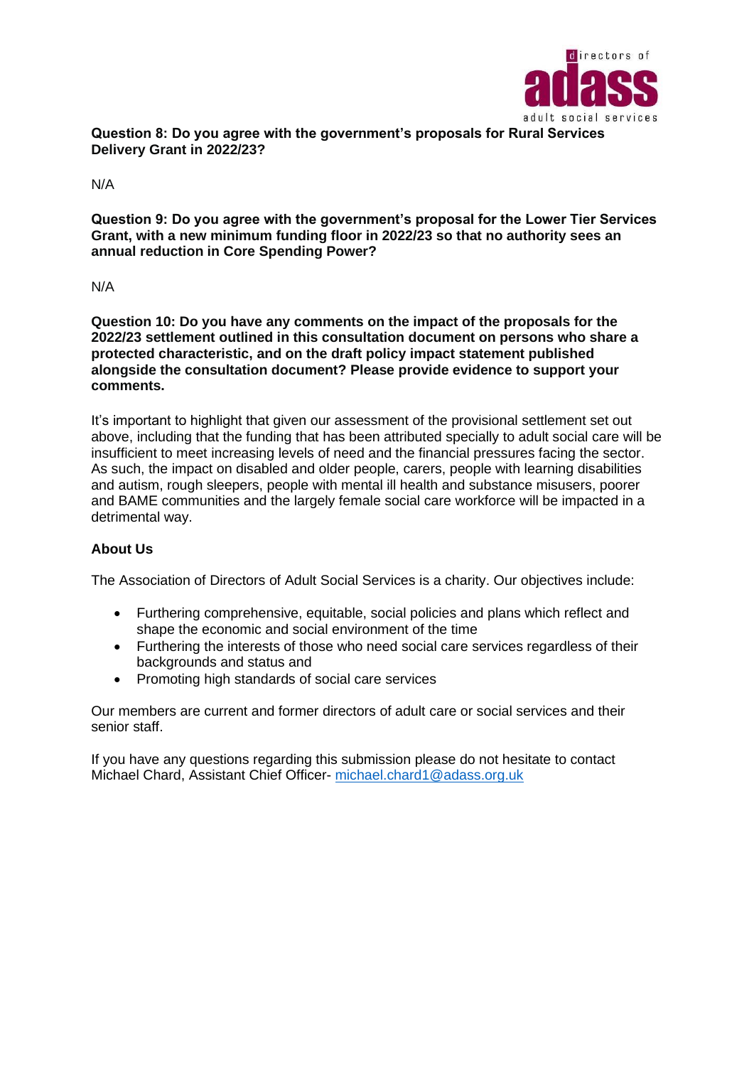**Question 8: Do you agree with the government's proposals for Rural Services Delivery Grant in 2022/23?**

N/A

**Question 9: Do you agree with the government's proposal for the Lower Tier Services Grant, with a new minimum funding floor in 2022/23 so that no authority sees an annual reduction in Core Spending Power?**

N/A

**Question 10: Do you have any comments on the impact of the proposals for the 2022/23 settlement outlined in this consultation document on persons who share a protected characteristic, and on the draft policy impact statement published alongside the consultation document? Please provide evidence to support your comments.**

It's important to highlight that given our assessment of the provisional settlement set out above, including that the funding that has been attributed specially to adult social care will be insufficient to meet increasing levels of need and the financial pressures facing the sector. As such, the impact on disabled and older people, carers, people with learning disabilities and autism, rough sleepers, people with mental ill health and substance misusers, poorer and BAME communities and the largely female social care workforce will be impacted in a detrimental way.

**About Us**

The Association of Directors of Adult Social Services is a charity. Our objectives include:

- Furthering comprehensive, equitable, social policies and plans which reflect and shape the economic and social environment of the time
- Furthering the interests of those who need social care services regardless of their backgrounds and status and
- Promoting high standards of social care services

Our members are current and former directors of adult care or social services and their senior staff.

If you have any questions regarding this submission please do not hesitate to contact Michael Chard, Assistant Chief Officer- michael.chard1@adass.org.uk